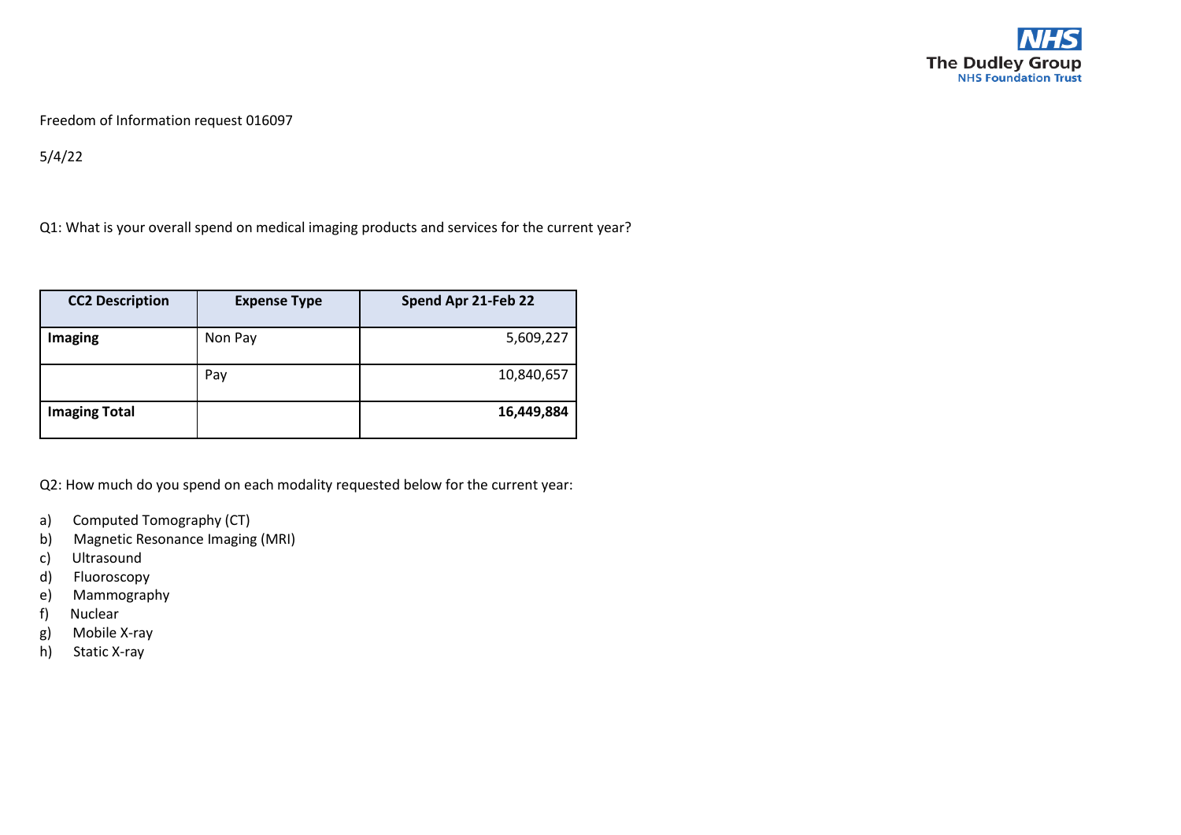NHS
The Dudley Group
NHS Foundation Trust

Freedom of Information request 016097

5/4/22

Q1: What is your overall spend on medical imaging products and services for the current year?

| CC2 Description | Expense Type | Spend Apr 21-Feb 22 |
|---|---|---:|
| **Imaging** | Non Pay | 5,609,227 |
| | Pay | 10,840,657 |
| **Imaging Total** | | **16,449,884** |

Q2: How much do you spend on each modality requested below for the current year:

a) Computed Tomography (CT)
b) Magnetic Resonance Imaging (MRI)
c) Ultrasound
d) Fluoroscopy
e) Mammography
f) Nuclear
g) Mobile X-ray
h) Static X-ray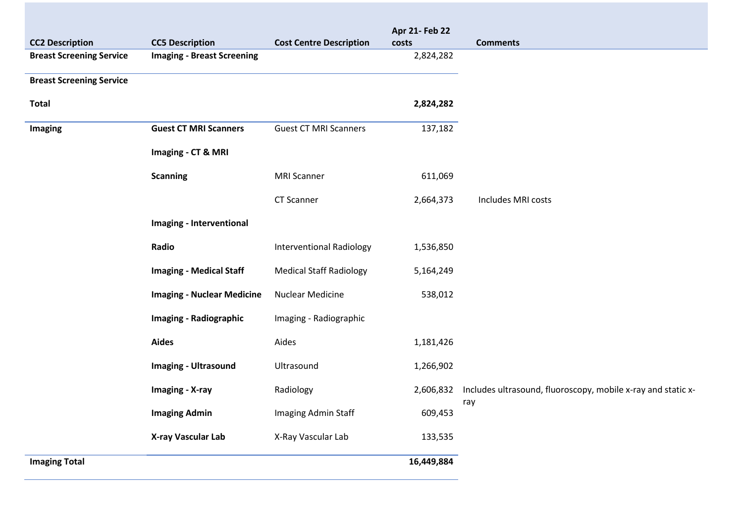| CC2 Description | CC5 Description | Cost Centre Description | Apr 21- Feb 22 costs | Comments |
|---|---|---|---|---|
| **Breast Screening Service** | **Imaging - Breast Screening** | | 2,824,282 | |
| **Breast Screening Service Total** | | | **2,824,282** | |
| **Imaging** | **Guest CT MRI Scanners** | Guest CT MRI Scanners | 137,182 | |
| | **Imaging - CT & MRI Scanning** | MRI Scanner | 611,069 | |
| | | CT Scanner | 2,664,373 | Includes MRI costs |
| | **Imaging - Interventional Radio** | Interventional Radiology | 1,536,850 | |
| | **Imaging - Medical Staff** | Medical Staff Radiology | 5,164,249 | |
| | **Imaging - Nuclear Medicine** | Nuclear Medicine | 538,012 | |
| | **Imaging - Radiographic Aides** | Imaging - Radiographic Aides | 1,181,426 | |
| | **Imaging - Ultrasound** | Ultrasound | 1,266,902 | |
| | **Imaging - X-ray** | Radiology | 2,606,832 | Includes ultrasound, fluoroscopy, mobile x-ray and static x-ray |
| | **Imaging Admin** | Imaging Admin Staff | 609,453 | |
| | **X-ray Vascular Lab** | X-Ray Vascular Lab | 133,535 | |
| **Imaging Total** | | | **16,449,884** | |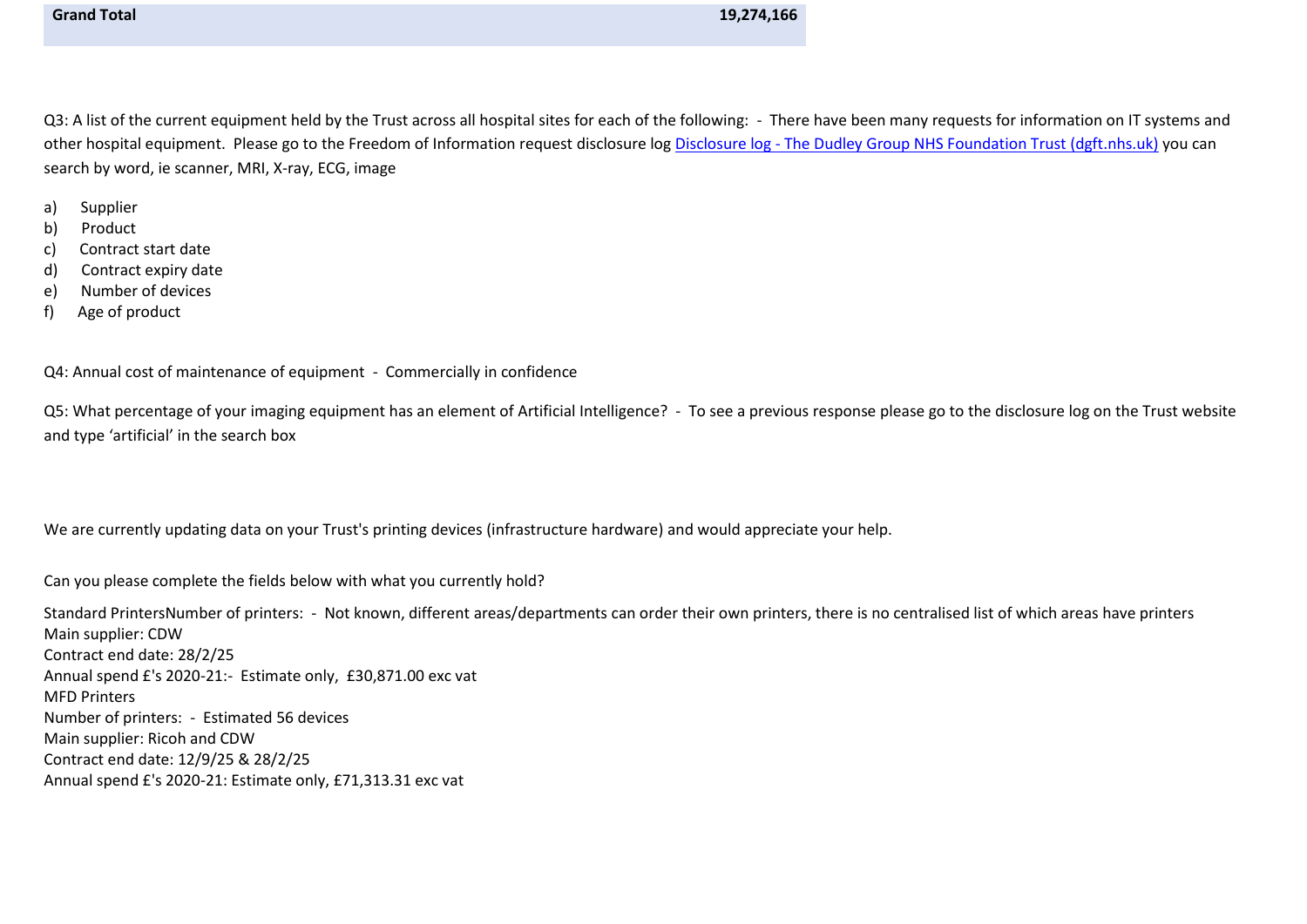| **Grand Total** | **19,274,166** |
|---|---|

Q3: A list of the current equipment held by the Trust across all hospital sites for each of the following: - There have been many requests for information on IT systems and other hospital equipment. Please go to the Freedom of Information request disclosure log [Disclosure log - The Dudley Group NHS Foundation Trust (dgft.nhs.uk)](Disclosure log - The Dudley Group NHS Foundation Trust (dgft.nhs.uk)) you can search by word, ie scanner, MRI, X-ray, ECG, image

a) Supplier
b) Product
c) Contract start date
d) Contract expiry date
e) Number of devices
f) Age of product

Q4: Annual cost of maintenance of equipment - Commercially in confidence

Q5: What percentage of your imaging equipment has an element of Artificial Intelligence? - To see a previous response please go to the disclosure log on the Trust website and type 'artificial' in the search box

We are currently updating data on your Trust's printing devices (infrastructure hardware) and would appreciate your help.

Can you please complete the fields below with what you currently hold?

Standard PrintersNumber of printers: - Not known, different areas/departments can order their own printers, there is no centralised list of which areas have printers
Main supplier: CDW
Contract end date: 28/2/25
Annual spend £'s 2020-21:- Estimate only, £30,871.00 exc vat
MFD Printers
Number of printers: - Estimated 56 devices
Main supplier: Ricoh and CDW
Contract end date: 12/9/25 & 28/2/25
Annual spend £'s 2020-21: Estimate only, £71,313.31 exc vat